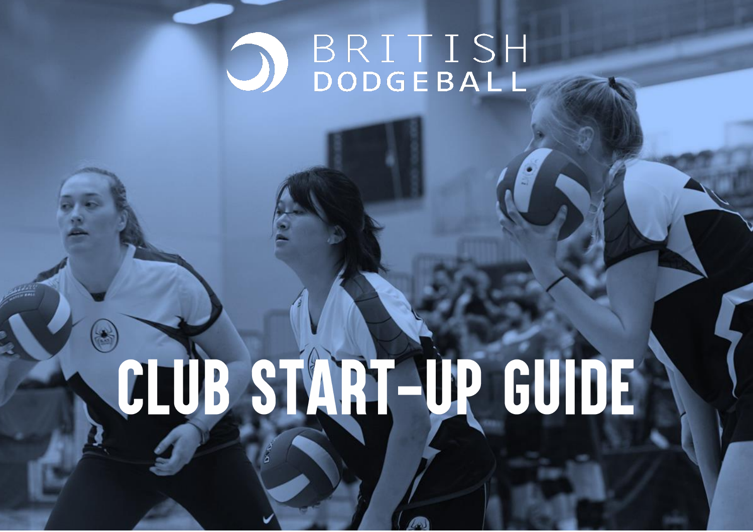BRITISH DODGEBALL

# CLUB START-UP GUIDE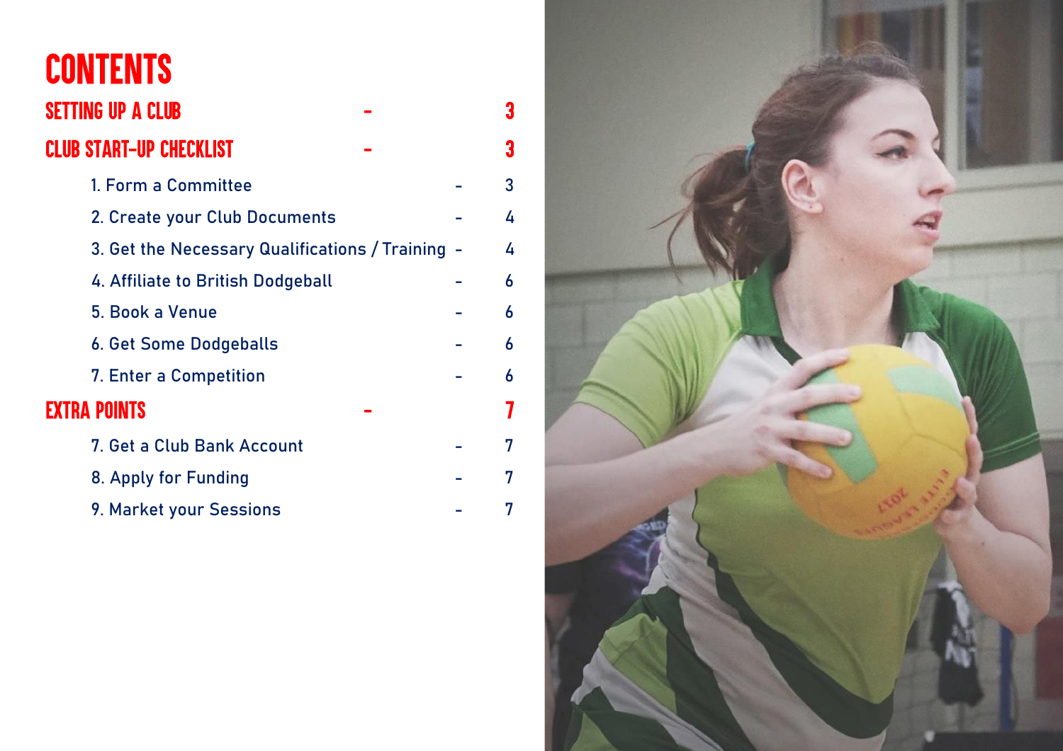# CONTENTS

| | |
|---|---|
| **SETTING UP A CLUB** | **3** |
| **CLUB START-UP CHECKLIST** | **3** |
| 1. Form a Committee | 3 |
| 2. Create your Club Documents | 4 |
| 3. Get the Necessary Qualifications / Training | 4 |
| 4. Affiliate to British Dodgeball | 6 |
| 5. Book a Venue | 6 |
| 6. Get Some Dodgeballs | 6 |
| 7. Enter a Competition | 6 |
| **EXTRA POINTS** | **7** |
| 7. Get a Club Bank Account | 7 |
| 8. Apply for Funding | 7 |
| 9. Market your Sessions | 7 |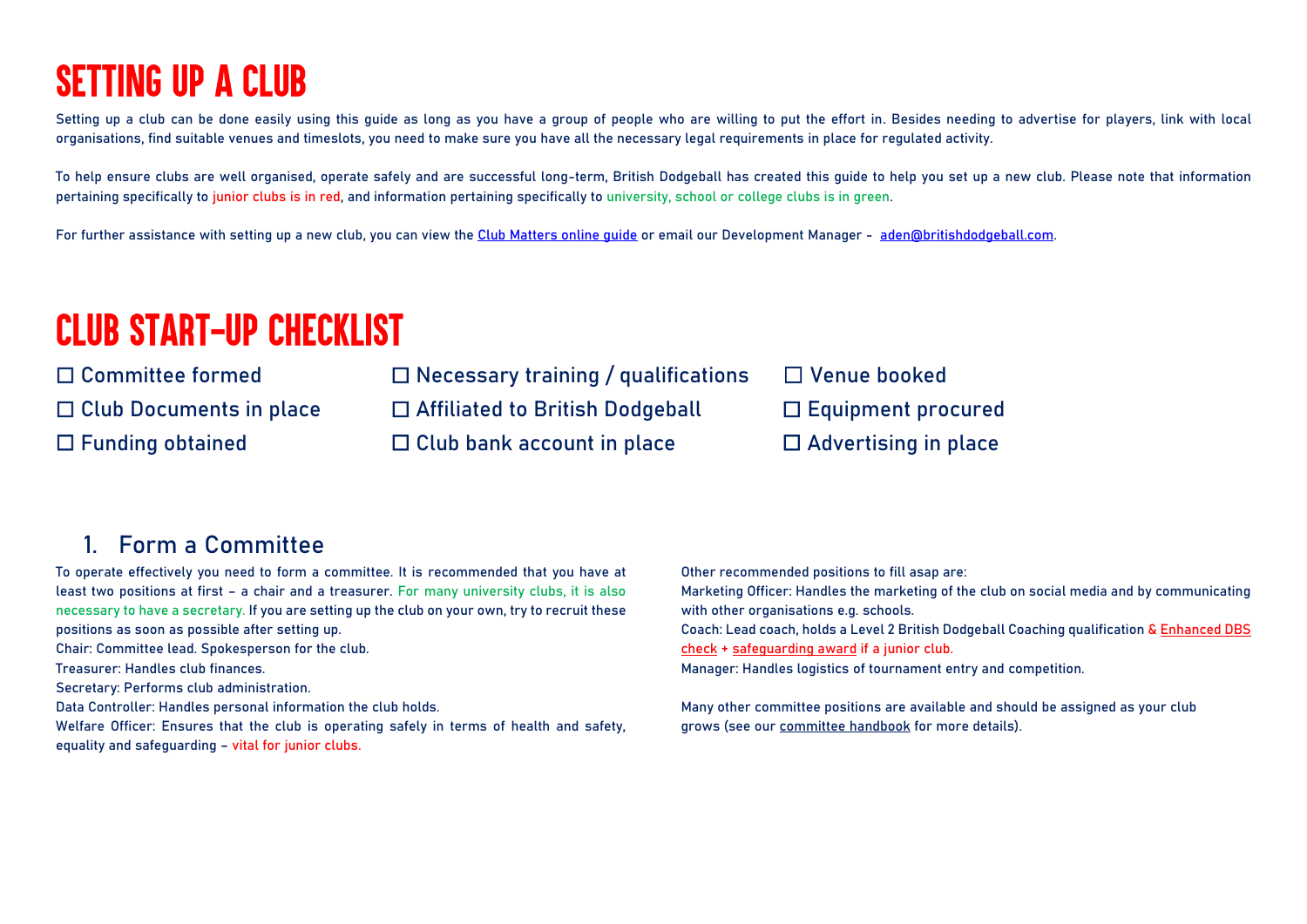# SETTING UP A CLUB

Setting up a club can be done easily using this guide as long as you have a group of people who are willing to put the effort in. Besides needing to advertise for players, link with local organisations, find suitable venues and timeslots, you need to make sure you have all the necessary legal requirements in place for regulated activity.

To help ensure clubs are well organised, operate safely and are successful long-term, British Dodgeball has created this guide to help you set up a new club. Please note that information pertaining specifically to junior clubs is in red, and information pertaining specifically to university, school or college clubs is in green.

For further assistance with setting up a new club, you can view the Club Matters online guide or email our Development Manager - aden@britishdodgeball.com.

# CLUB START-UP CHECKLIST

- ☐ Committee formed
- ☐ Club Documents in place
- ☐ Funding obtained
- ☐ Necessary training / qualifications
- ☐ Affiliated to British Dodgeball
- ☐ Club bank account in place
- ☐ Venue booked
- ☐ Equipment procured
- ☐ Advertising in place

## 1. Form a Committee

To operate effectively you need to form a committee. It is recommended that you have at least two positions at first – a chair and a treasurer. For many university clubs, it is also necessary to have a secretary. If you are setting up the club on your own, try to recruit these positions as soon as possible after setting up.

Chair: Committee lead. Spokesperson for the club.

Treasurer: Handles club finances.

Secretary: Performs club administration.

Data Controller: Handles personal information the club holds.

Welfare Officer: Ensures that the club is operating safely in terms of health and safety, equality and safeguarding – vital for junior clubs.

Other recommended positions to fill asap are:

Marketing Officer: Handles the marketing of the club on social media and by communicating with other organisations e.g. schools.

Coach: Lead coach, holds a Level 2 British Dodgeball Coaching qualification & Enhanced DBS check + safeguarding award if a junior club.

Manager: Handles logistics of tournament entry and competition.

Many other committee positions are available and should be assigned as your club grows (see our committee handbook for more details).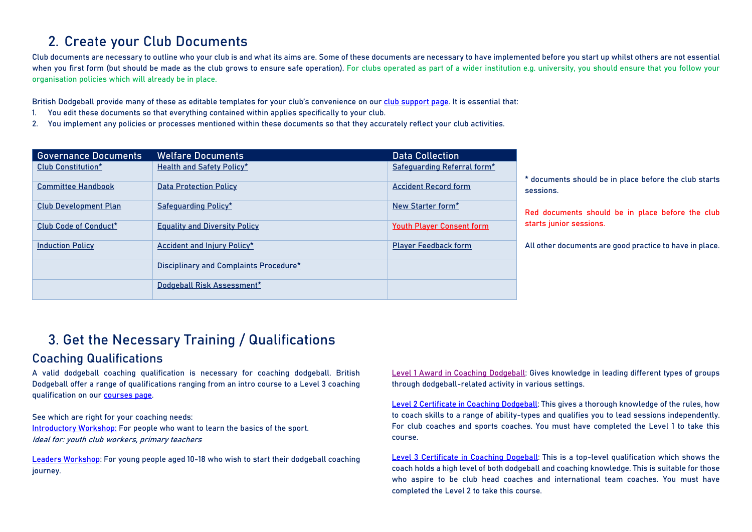## 2. Create your Club Documents

Club documents are necessary to outline who your club is and what its aims are. Some of these documents are necessary to have implemented before you start up whilst others are not essential when you first form (but should be made as the club grows to ensure safe operation). For clubs operated as part of a wider institution e.g. university, you should ensure that you follow your organisation policies which will already be in place.

British Dodgeball provide many of these as editable templates for your club's convenience on our club support page. It is essential that:

1. You edit these documents so that everything contained within applies specifically to your club.
2. You implement any policies or processes mentioned within these documents so that they accurately reflect your club activities.

| Governance Documents | Welfare Documents | Data Collection |
|---|---|---|
| Club Constitution* | Health and Safety Policy* | Safeguarding Referral form* |
| Committee Handbook | Data Protection Policy | Accident Record form |
| Club Development Plan | Safeguarding Policy* | New Starter form* |
| Club Code of Conduct* | Equality and Diversity Policy | Youth Player Consent form |
| Induction Policy | Accident and Injury Policy* | Player Feedback form |
| | Disciplinary and Complaints Procedure* | |
| | Dodgeball Risk Assessment* | |

* documents should be in place before the club starts sessions.

Red documents should be in place before the club starts junior sessions.

All other documents are good practice to have in place.

## 3. Get the Necessary Training / Qualifications

### Coaching Qualifications

A valid dodgeball coaching qualification is necessary for coaching dodgeball. British Dodgeball offer a range of qualifications ranging from an intro course to a Level 3 coaching qualification on our courses page.

See which are right for your coaching needs:

Introductory Workshop: For people who want to learn the basics of the sport.
*Ideal for: youth club workers, primary teachers*

Leaders Workshop: For young people aged 10-18 who wish to start their dodgeball coaching journey.

Level 1 Award in Coaching Dodgeball: Gives knowledge in leading different types of groups through dodgeball-related activity in various settings.

Level 2 Certificate in Coaching Dodgeball: This gives a thorough knowledge of the rules, how to coach skills to a range of ability-types and qualifies you to lead sessions independently. For club coaches and sports coaches. You must have completed the Level 1 to take this course.

Level 3 Certificate in Coaching Dogeball: This is a top-level qualification which shows the coach holds a high level of both dodgeball and coaching knowledge. This is suitable for those who aspire to be club head coaches and international team coaches. You must have completed the Level 2 to take this course.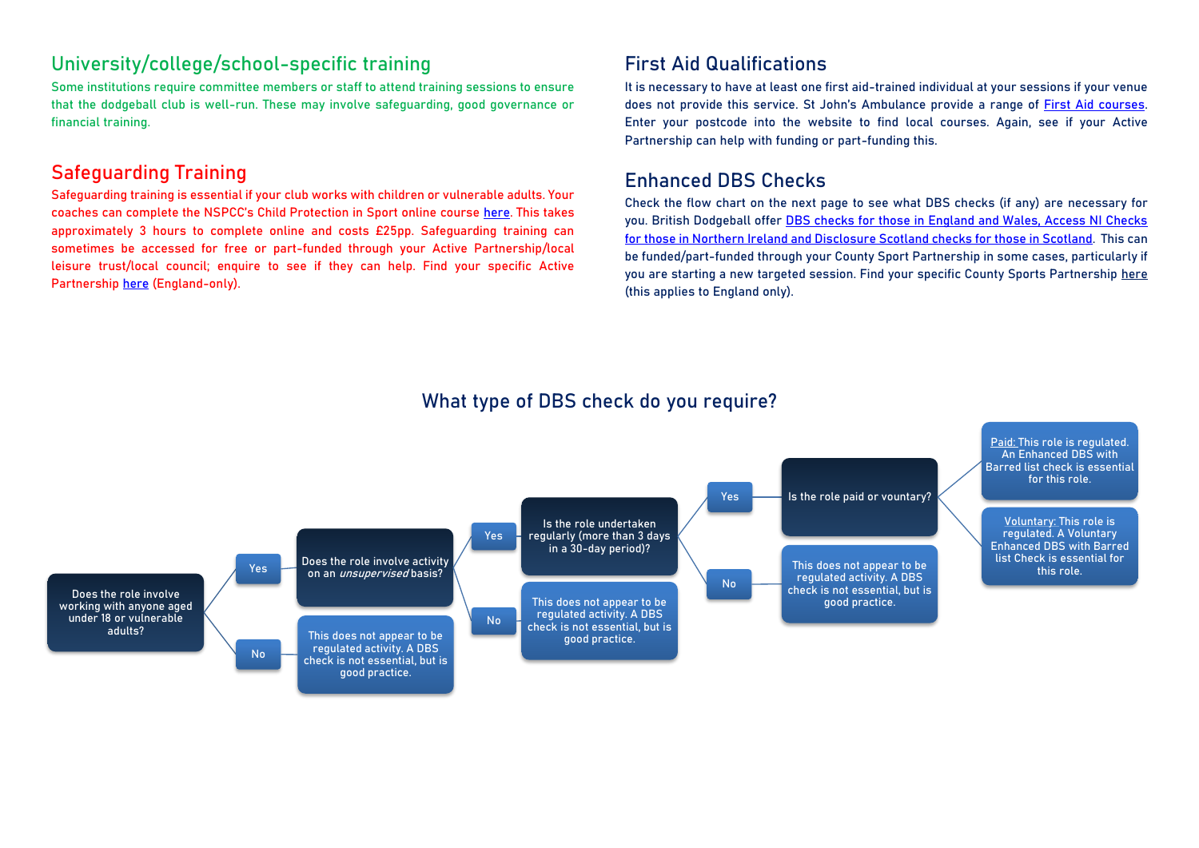## University/college/school-specific training

Some institutions require committee members or staff to attend training sessions to ensure that the dodgeball club is well-run. These may involve safeguarding, good governance or financial training.

## Safeguarding Training

Safeguarding training is essential if your club works with children or vulnerable adults. Your coaches can complete the NSPCC's Child Protection in Sport online course here. This takes approximately 3 hours to complete online and costs £25pp. Safeguarding training can sometimes be accessed for free or part-funded through your Active Partnership/local leisure trust/local council; enquire to see if they can help. Find your specific Active Partnership here (England-only).

## First Aid Qualifications

It is necessary to have at least one first aid-trained individual at your sessions if your venue does not provide this service. St John's Ambulance provide a range of First Aid courses. Enter your postcode into the website to find local courses. Again, see if your Active Partnership can help with funding or part-funding this.

## Enhanced DBS Checks

Check the flow chart on the next page to see what DBS checks (if any) are necessary for you. British Dodgeball offer DBS checks for those in England and Wales, Access NI Checks for those in Northern Ireland and Disclosure Scotland checks for those in Scotland. This can be funded/part-funded through your County Sport Partnership in some cases, particularly if you are starting a new targeted session. Find your specific County Sports Partnership here (this applies to England only).

## What type of DBS check do you require?

- **Does the role involve working with anyone aged under 18 or vulnerable adults?**
  - **No:** This does not appear to be regulated activity. A DBS check is not essential, but is good practice.
  - **Yes:** Does the role involve activity on an *unsupervised* basis?
    - **No:** This does not appear to be regulated activity. A DBS check is not essential, but is good practice.
    - **Yes:** Is the role undertaken regularly (more than 3 days in a 30-day period)?
      - **No:** This does not appear to be regulated activity. A DBS check is not essential, but is good practice.
      - **Yes:** Is the role paid or vountary?
        - Paid: This role is regulated. An Enhanced DBS with Barred list check is essential for this role.
        - Voluntary: This role is regulated. A Voluntary Enhanced DBS with Barred list Check is essential for this role.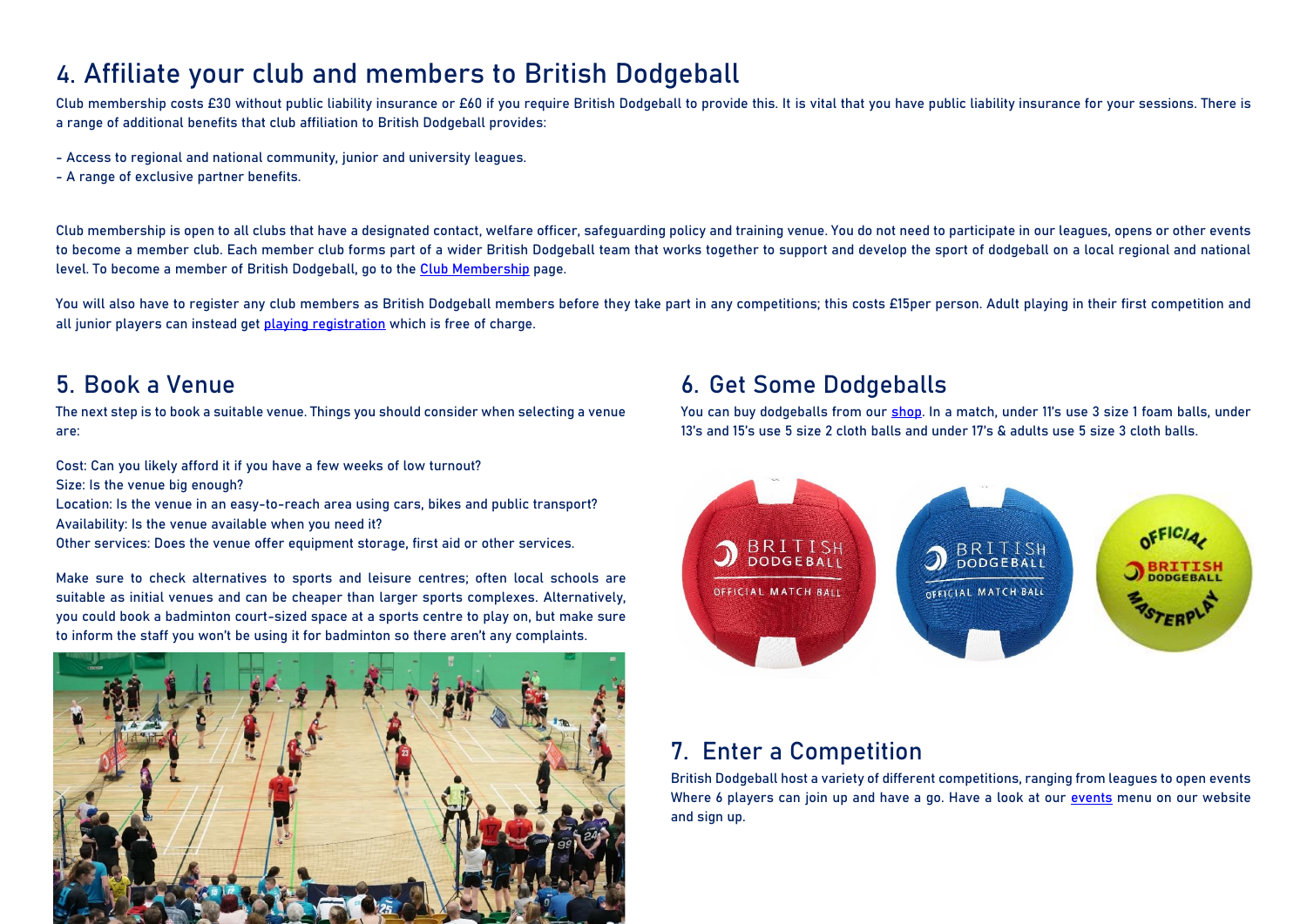## 4. Affiliate your club and members to British Dodgeball

Club membership costs £30 without public liability insurance or £60 if you require British Dodgeball to provide this. It is vital that you have public liability insurance for your sessions. There is a range of additional benefits that club affiliation to British Dodgeball provides:

- Access to regional and national community, junior and university leagues.
- A range of exclusive partner benefits.

Club membership is open to all clubs that have a designated contact, welfare officer, safeguarding policy and training venue. You do not need to participate in our leagues, opens or other events to become a member club. Each member club forms part of a wider British Dodgeball team that works together to support and develop the sport of dodgeball on a local regional and national level. To become a member of British Dodgeball, go to the Club Membership page.

You will also have to register any club members as British Dodgeball members before they take part in any competitions; this costs £15per person. Adult playing in their first competition and all junior players can instead get playing registration which is free of charge.

## 5. Book a Venue

The next step is to book a suitable venue. Things you should consider when selecting a venue are:

Cost: Can you likely afford it if you have a few weeks of low turnout?
Size: Is the venue big enough?
Location: Is the venue in an easy-to-reach area using cars, bikes and public transport?
Availability: Is the venue available when you need it?
Other services: Does the venue offer equipment storage, first aid or other services.

Make sure to check alternatives to sports and leisure centres; often local schools are suitable as initial venues and can be cheaper than larger sports complexes. Alternatively, you could book a badminton court-sized space at a sports centre to play on, but make sure to inform the staff you won't be using it for badminton so there aren't any complaints.

## 6. Get Some Dodgeballs

You can buy dodgeballs from our shop. In a match, under 11's use 3 size 1 foam balls, under 13's and 15's use 5 size 2 cloth balls and under 17's & adults use 5 size 3 cloth balls.

## 7. Enter a Competition

British Dodgeball host a variety of different competitions, ranging from leagues to open events Where 6 players can join up and have a go. Have a look at our events menu on our website and sign up.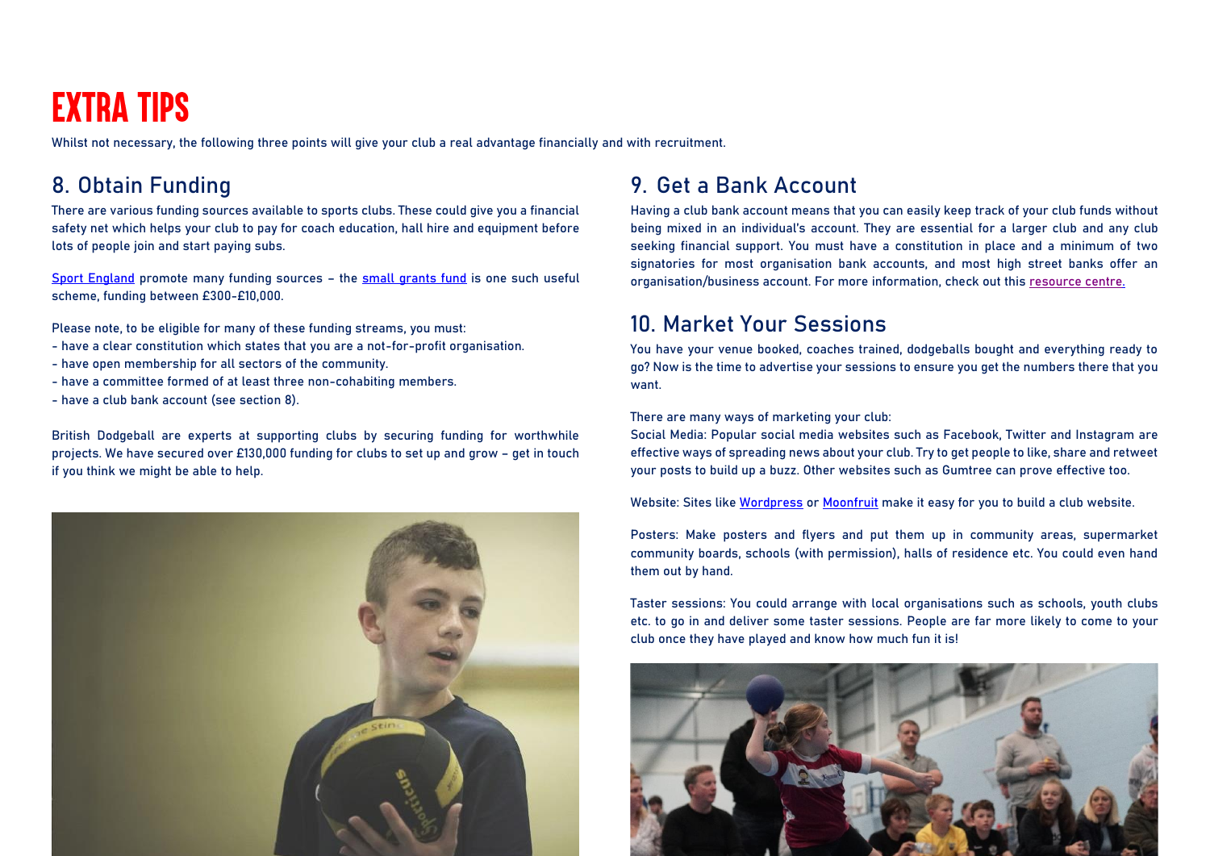# EXTRA TIPS

Whilst not necessary, the following three points will give your club a real advantage financially and with recruitment.

## 8. Obtain Funding

There are various funding sources available to sports clubs. These could give you a financial safety net which helps your club to pay for coach education, hall hire and equipment before lots of people join and start paying subs.

Sport England promote many funding sources – the small grants fund is one such useful scheme, funding between £300-£10,000.

Please note, to be eligible for many of these funding streams, you must:
- have a clear constitution which states that you are a not-for-profit organisation.
- have open membership for all sectors of the community.
- have a committee formed of at least three non-cohabiting members.
- have a club bank account (see section 8).

British Dodgeball are experts at supporting clubs by securing funding for worthwhile projects. We have secured over £130,000 funding for clubs to set up and grow – get in touch if you think we might be able to help.

## 9. Get a Bank Account

Having a club bank account means that you can easily keep track of your club funds without being mixed in an individual's account. They are essential for a larger club and any club seeking financial support. You must have a constitution in place and a minimum of two signatories for most organisation bank accounts, and most high street banks offer an organisation/business account. For more information, check out this resource centre.

## 10. Market Your Sessions

You have your venue booked, coaches trained, dodgeballs bought and everything ready to go? Now is the time to advertise your sessions to ensure you get the numbers there that you want.

There are many ways of marketing your club:
Social Media: Popular social media websites such as Facebook, Twitter and Instagram are effective ways of spreading news about your club. Try to get people to like, share and retweet your posts to build up a buzz. Other websites such as Gumtree can prove effective too.

Website: Sites like Wordpress or Moonfruit make it easy for you to build a club website.

Posters: Make posters and flyers and put them up in community areas, supermarket community boards, schools (with permission), halls of residence etc. You could even hand them out by hand.

Taster sessions: You could arrange with local organisations such as schools, youth clubs etc. to go in and deliver some taster sessions. People are far more likely to come to your club once they have played and know how much fun it is!